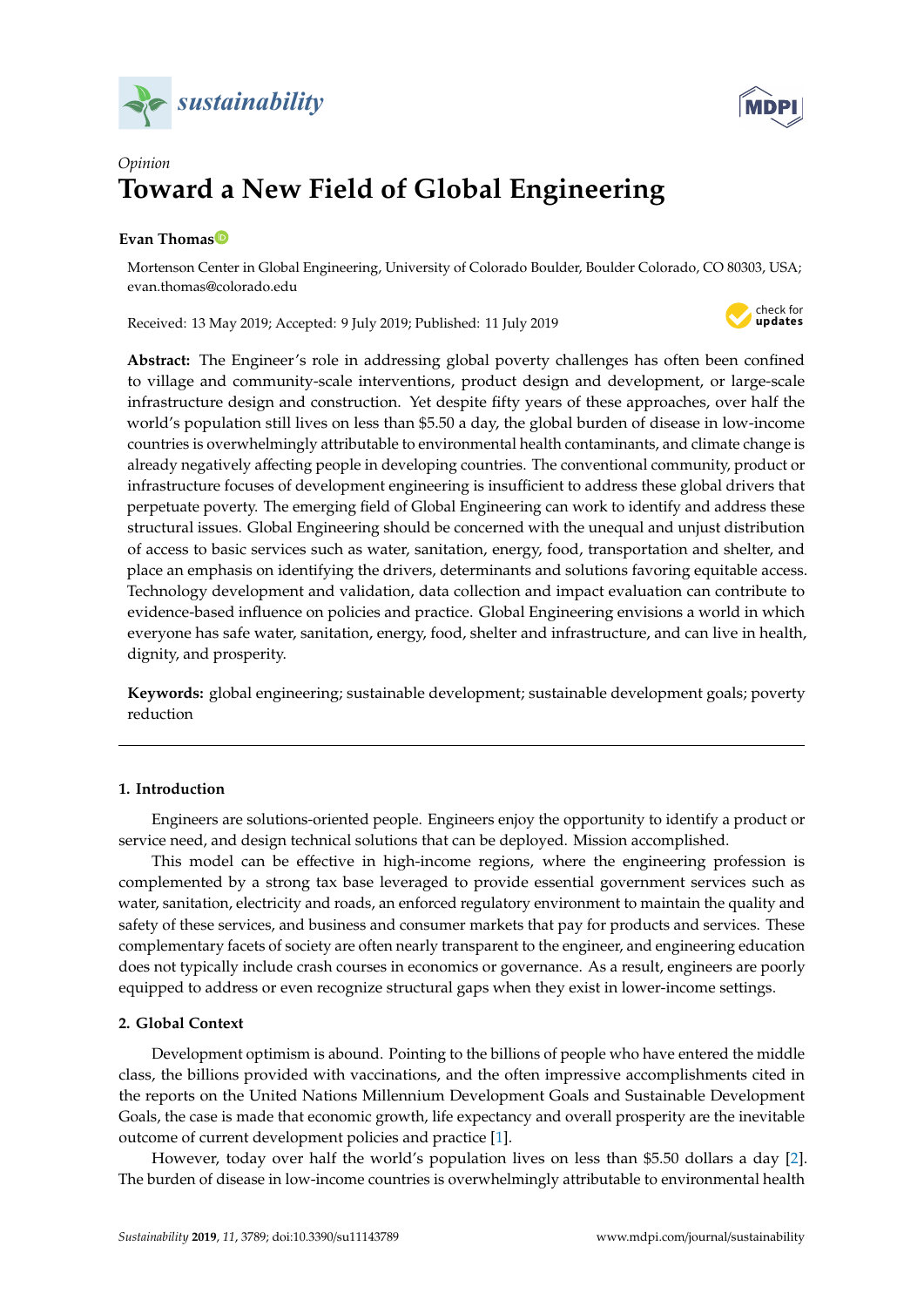*Opinion*

# Toward a New Field of Global Engineering

**Evan Thomas**

Mortenson Center in Global Engineering, University of Colorado Boulder, Boulder Colorado, CO 80303, USA; evan.thomas@colorado.edu

Received: 13 May 2019; Accepted: 9 July 2019; Published: 11 July 2019

**Abstract:** The Engineer's role in addressing global poverty challenges has often been confined to village and community-scale interventions, product design and development, or large-scale infrastructure design and construction. Yet despite fifty years of these approaches, over half the world's population still lives on less than $5.50 a day, the global burden of disease in low-income countries is overwhelmingly attributable to environmental health contaminants, and climate change is already negatively affecting people in developing countries. The conventional community, product or infrastructure focuses of development engineering is insufficient to address these global drivers that perpetuate poverty. The emerging field of Global Engineering can work to identify and address these structural issues. Global Engineering should be concerned with the unequal and unjust distribution of access to basic services such as water, sanitation, energy, food, transportation and shelter, and place an emphasis on identifying the drivers, determinants and solutions favoring equitable access. Technology development and validation, data collection and impact evaluation can contribute to evidence-based influence on policies and practice. Global Engineering envisions a world in which everyone has safe water, sanitation, energy, food, shelter and infrastructure, and can live in health, dignity, and prosperity.

**Keywords:** global engineering; sustainable development; sustainable development goals; poverty reduction

---

## 1. Introduction

Engineers are solutions-oriented people. Engineers enjoy the opportunity to identify a product or service need, and design technical solutions that can be deployed. Mission accomplished.

This model can be effective in high-income regions, where the engineering profession is complemented by a strong tax base leveraged to provide essential government services such as water, sanitation, electricity and roads, an enforced regulatory environment to maintain the quality and safety of these services, and business and consumer markets that pay for products and services. These complementary facets of society are often nearly transparent to the engineer, and engineering education does not typically include crash courses in economics or governance. As a result, engineers are poorly equipped to address or even recognize structural gaps when they exist in lower-income settings.

## 2. Global Context

Development optimism is abound. Pointing to the billions of people who have entered the middle class, the billions provided with vaccinations, and the often impressive accomplishments cited in the reports on the United Nations Millennium Development Goals and Sustainable Development Goals, the case is made that economic growth, life expectancy and overall prosperity are the inevitable outcome of current development policies and practice [1].

However, today over half the world's population lives on less than $5.50 dollars a day [2]. The burden of disease in low-income countries is overwhelmingly attributable to environmental health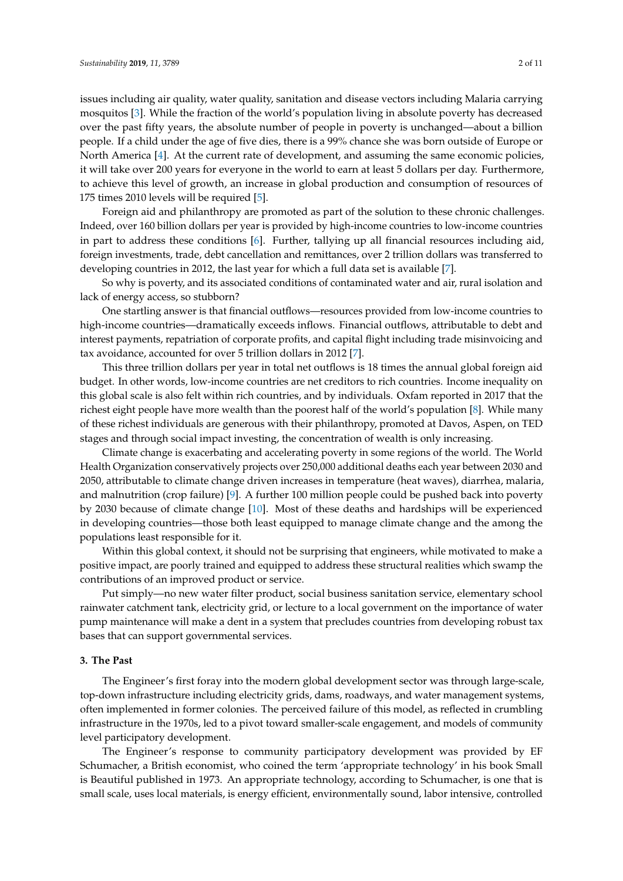issues including air quality, water quality, sanitation and disease vectors including Malaria carrying mosquitos [3]. While the fraction of the world's population living in absolute poverty has decreased over the past fifty years, the absolute number of people in poverty is unchanged—about a billion people. If a child under the age of five dies, there is a 99% chance she was born outside of Europe or North America [4]. At the current rate of development, and assuming the same economic policies, it will take over 200 years for everyone in the world to earn at least 5 dollars per day. Furthermore, to achieve this level of growth, an increase in global production and consumption of resources of 175 times 2010 levels will be required [5].

Foreign aid and philanthropy are promoted as part of the solution to these chronic challenges. Indeed, over 160 billion dollars per year is provided by high-income countries to low-income countries in part to address these conditions [6]. Further, tallying up all financial resources including aid, foreign investments, trade, debt cancellation and remittances, over 2 trillion dollars was transferred to developing countries in 2012, the last year for which a full data set is available [7].

So why is poverty, and its associated conditions of contaminated water and air, rural isolation and lack of energy access, so stubborn?

One startling answer is that financial outflows—resources provided from low-income countries to high-income countries—dramatically exceeds inflows. Financial outflows, attributable to debt and interest payments, repatriation of corporate profits, and capital flight including trade misinvoicing and tax avoidance, accounted for over 5 trillion dollars in 2012 [7].

This three trillion dollars per year in total net outflows is 18 times the annual global foreign aid budget. In other words, low-income countries are net creditors to rich countries. Income inequality on this global scale is also felt within rich countries, and by individuals. Oxfam reported in 2017 that the richest eight people have more wealth than the poorest half of the world's population [8]. While many of these richest individuals are generous with their philanthropy, promoted at Davos, Aspen, on TED stages and through social impact investing, the concentration of wealth is only increasing.

Climate change is exacerbating and accelerating poverty in some regions of the world. The World Health Organization conservatively projects over 250,000 additional deaths each year between 2030 and 2050, attributable to climate change driven increases in temperature (heat waves), diarrhea, malaria, and malnutrition (crop failure) [9]. A further 100 million people could be pushed back into poverty by 2030 because of climate change [10]. Most of these deaths and hardships will be experienced in developing countries—those both least equipped to manage climate change and the among the populations least responsible for it.

Within this global context, it should not be surprising that engineers, while motivated to make a positive impact, are poorly trained and equipped to address these structural realities which swamp the contributions of an improved product or service.

Put simply—no new water filter product, social business sanitation service, elementary school rainwater catchment tank, electricity grid, or lecture to a local government on the importance of water pump maintenance will make a dent in a system that precludes countries from developing robust tax bases that can support governmental services.

## 3. The Past

The Engineer's first foray into the modern global development sector was through large-scale, top-down infrastructure including electricity grids, dams, roadways, and water management systems, often implemented in former colonies. The perceived failure of this model, as reflected in crumbling infrastructure in the 1970s, led to a pivot toward smaller-scale engagement, and models of community level participatory development.

The Engineer's response to community participatory development was provided by EF Schumacher, a British economist, who coined the term 'appropriate technology' in his book Small is Beautiful published in 1973. An appropriate technology, according to Schumacher, is one that is small scale, uses local materials, is energy efficient, environmentally sound, labor intensive, controlled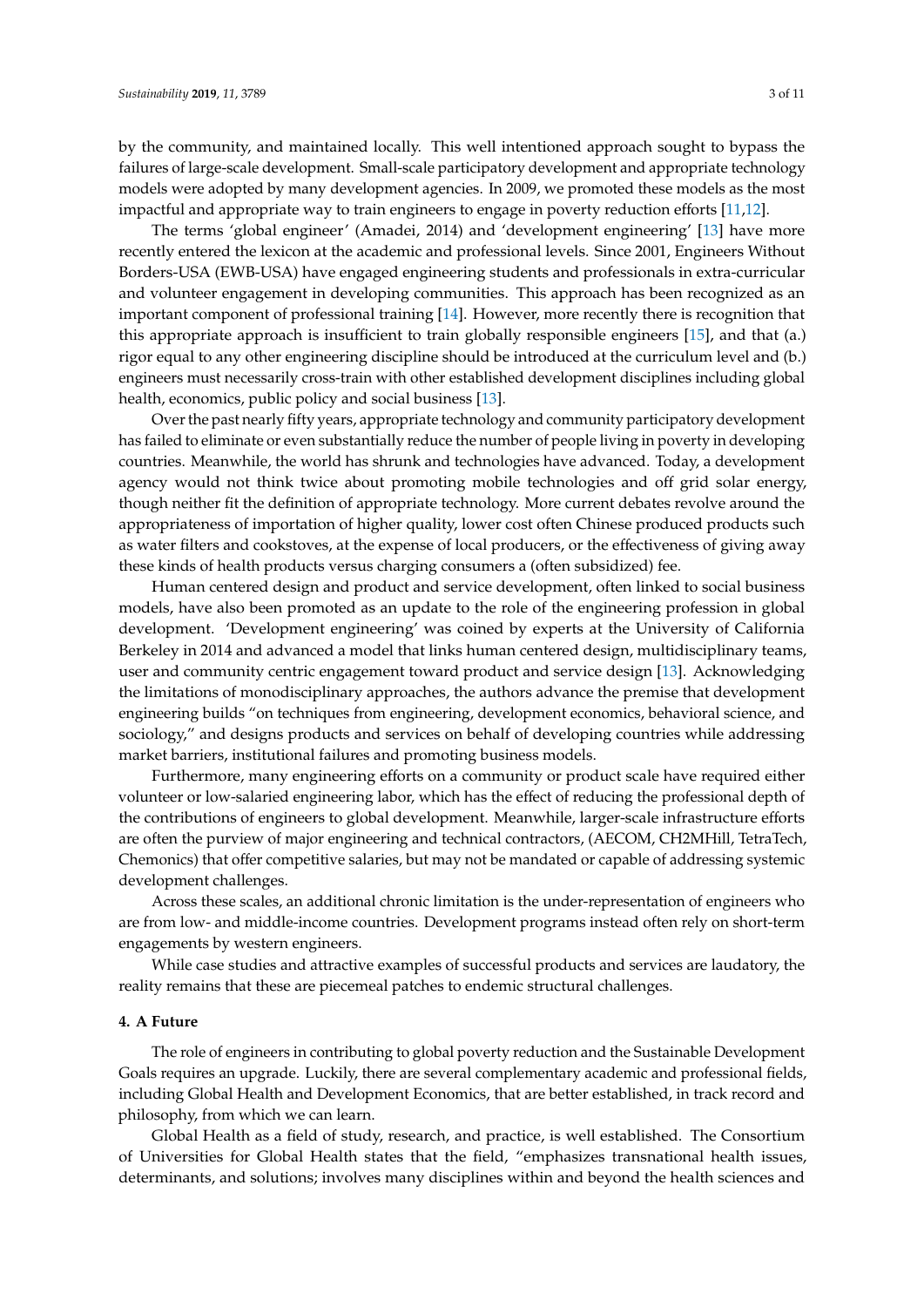by the community, and maintained locally. This well intentioned approach sought to bypass the failures of large-scale development. Small-scale participatory development and appropriate technology models were adopted by many development agencies. In 2009, we promoted these models as the most impactful and appropriate way to train engineers to engage in poverty reduction efforts [11,12].

The terms 'global engineer' (Amadei, 2014) and 'development engineering' [13] have more recently entered the lexicon at the academic and professional levels. Since 2001, Engineers Without Borders-USA (EWB-USA) have engaged engineering students and professionals in extra-curricular and volunteer engagement in developing communities. This approach has been recognized as an important component of professional training [14]. However, more recently there is recognition that this appropriate approach is insufficient to train globally responsible engineers [15], and that (a.) rigor equal to any other engineering discipline should be introduced at the curriculum level and (b.) engineers must necessarily cross-train with other established development disciplines including global health, economics, public policy and social business [13].

Over the past nearly fifty years, appropriate technology and community participatory development has failed to eliminate or even substantially reduce the number of people living in poverty in developing countries. Meanwhile, the world has shrunk and technologies have advanced. Today, a development agency would not think twice about promoting mobile technologies and off grid solar energy, though neither fit the definition of appropriate technology. More current debates revolve around the appropriateness of importation of higher quality, lower cost often Chinese produced products such as water filters and cookstoves, at the expense of local producers, or the effectiveness of giving away these kinds of health products versus charging consumers a (often subsidized) fee.

Human centered design and product and service development, often linked to social business models, have also been promoted as an update to the role of the engineering profession in global development. 'Development engineering' was coined by experts at the University of California Berkeley in 2014 and advanced a model that links human centered design, multidisciplinary teams, user and community centric engagement toward product and service design [13]. Acknowledging the limitations of monodisciplinary approaches, the authors advance the premise that development engineering builds "on techniques from engineering, development economics, behavioral science, and sociology," and designs products and services on behalf of developing countries while addressing market barriers, institutional failures and promoting business models.

Furthermore, many engineering efforts on a community or product scale have required either volunteer or low-salaried engineering labor, which has the effect of reducing the professional depth of the contributions of engineers to global development. Meanwhile, larger-scale infrastructure efforts are often the purview of major engineering and technical contractors, (AECOM, CH2MHill, TetraTech, Chemonics) that offer competitive salaries, but may not be mandated or capable of addressing systemic development challenges.

Across these scales, an additional chronic limitation is the under-representation of engineers who are from low- and middle-income countries. Development programs instead often rely on short-term engagements by western engineers.

While case studies and attractive examples of successful products and services are laudatory, the reality remains that these are piecemeal patches to endemic structural challenges.

## 4. A Future

The role of engineers in contributing to global poverty reduction and the Sustainable Development Goals requires an upgrade. Luckily, there are several complementary academic and professional fields, including Global Health and Development Economics, that are better established, in track record and philosophy, from which we can learn.

Global Health as a field of study, research, and practice, is well established. The Consortium of Universities for Global Health states that the field, "emphasizes transnational health issues, determinants, and solutions; involves many disciplines within and beyond the health sciences and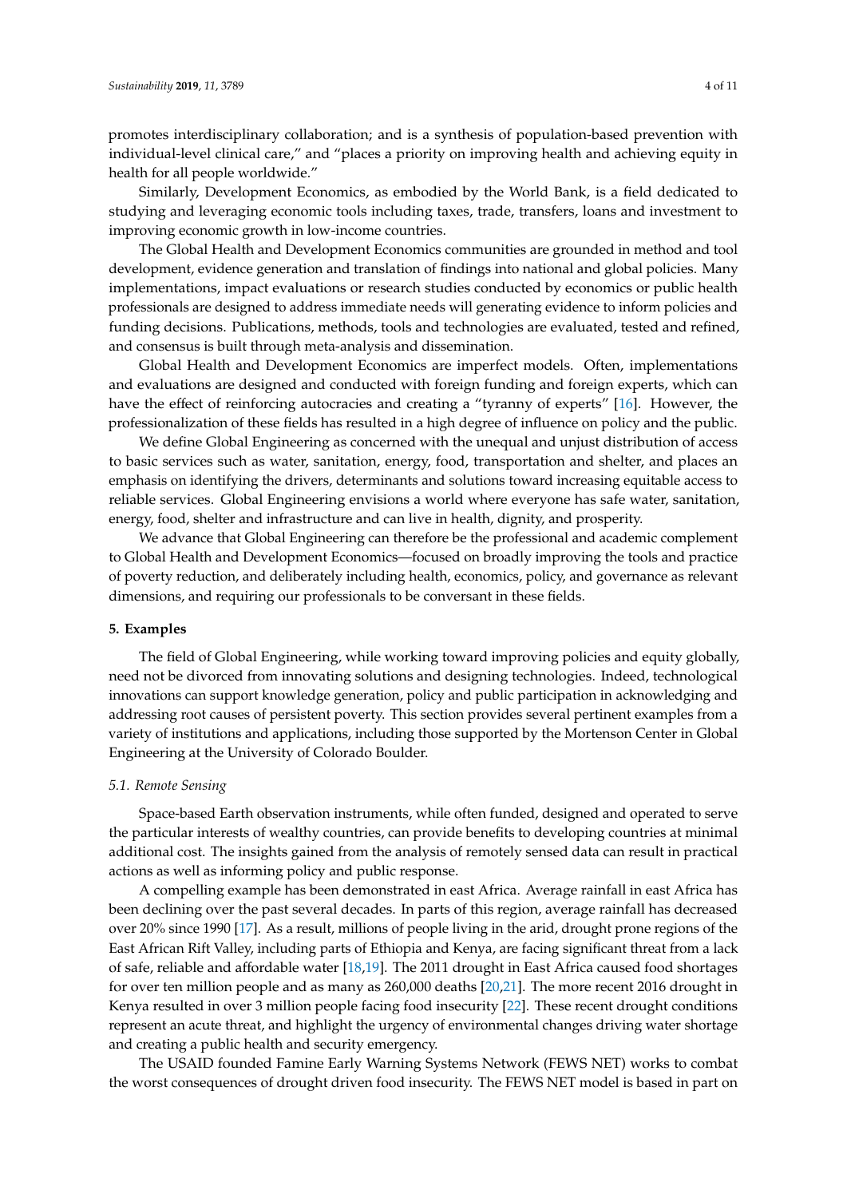promotes interdisciplinary collaboration; and is a synthesis of population-based prevention with individual-level clinical care," and "places a priority on improving health and achieving equity in health for all people worldwide."

Similarly, Development Economics, as embodied by the World Bank, is a field dedicated to studying and leveraging economic tools including taxes, trade, transfers, loans and investment to improving economic growth in low-income countries.

The Global Health and Development Economics communities are grounded in method and tool development, evidence generation and translation of findings into national and global policies. Many implementations, impact evaluations or research studies conducted by economics or public health professionals are designed to address immediate needs will generating evidence to inform policies and funding decisions. Publications, methods, tools and technologies are evaluated, tested and refined, and consensus is built through meta-analysis and dissemination.

Global Health and Development Economics are imperfect models. Often, implementations and evaluations are designed and conducted with foreign funding and foreign experts, which can have the effect of reinforcing autocracies and creating a "tyranny of experts" [16]. However, the professionalization of these fields has resulted in a high degree of influence on policy and the public.

We define Global Engineering as concerned with the unequal and unjust distribution of access to basic services such as water, sanitation, energy, food, transportation and shelter, and places an emphasis on identifying the drivers, determinants and solutions toward increasing equitable access to reliable services. Global Engineering envisions a world where everyone has safe water, sanitation, energy, food, shelter and infrastructure and can live in health, dignity, and prosperity.

We advance that Global Engineering can therefore be the professional and academic complement to Global Health and Development Economics—focused on broadly improving the tools and practice of poverty reduction, and deliberately including health, economics, policy, and governance as relevant dimensions, and requiring our professionals to be conversant in these fields.

## 5. Examples

The field of Global Engineering, while working toward improving policies and equity globally, need not be divorced from innovating solutions and designing technologies. Indeed, technological innovations can support knowledge generation, policy and public participation in acknowledging and addressing root causes of persistent poverty. This section provides several pertinent examples from a variety of institutions and applications, including those supported by the Mortenson Center in Global Engineering at the University of Colorado Boulder.

### *5.1. Remote Sensing*

Space-based Earth observation instruments, while often funded, designed and operated to serve the particular interests of wealthy countries, can provide benefits to developing countries at minimal additional cost. The insights gained from the analysis of remotely sensed data can result in practical actions as well as informing policy and public response.

A compelling example has been demonstrated in east Africa. Average rainfall in east Africa has been declining over the past several decades. In parts of this region, average rainfall has decreased over 20% since 1990 [17]. As a result, millions of people living in the arid, drought prone regions of the East African Rift Valley, including parts of Ethiopia and Kenya, are facing significant threat from a lack of safe, reliable and affordable water [18,19]. The 2011 drought in East Africa caused food shortages for over ten million people and as many as 260,000 deaths [20,21]. The more recent 2016 drought in Kenya resulted in over 3 million people facing food insecurity [22]. These recent drought conditions represent an acute threat, and highlight the urgency of environmental changes driving water shortage and creating a public health and security emergency.

The USAID founded Famine Early Warning Systems Network (FEWS NET) works to combat the worst consequences of drought driven food insecurity. The FEWS NET model is based in part on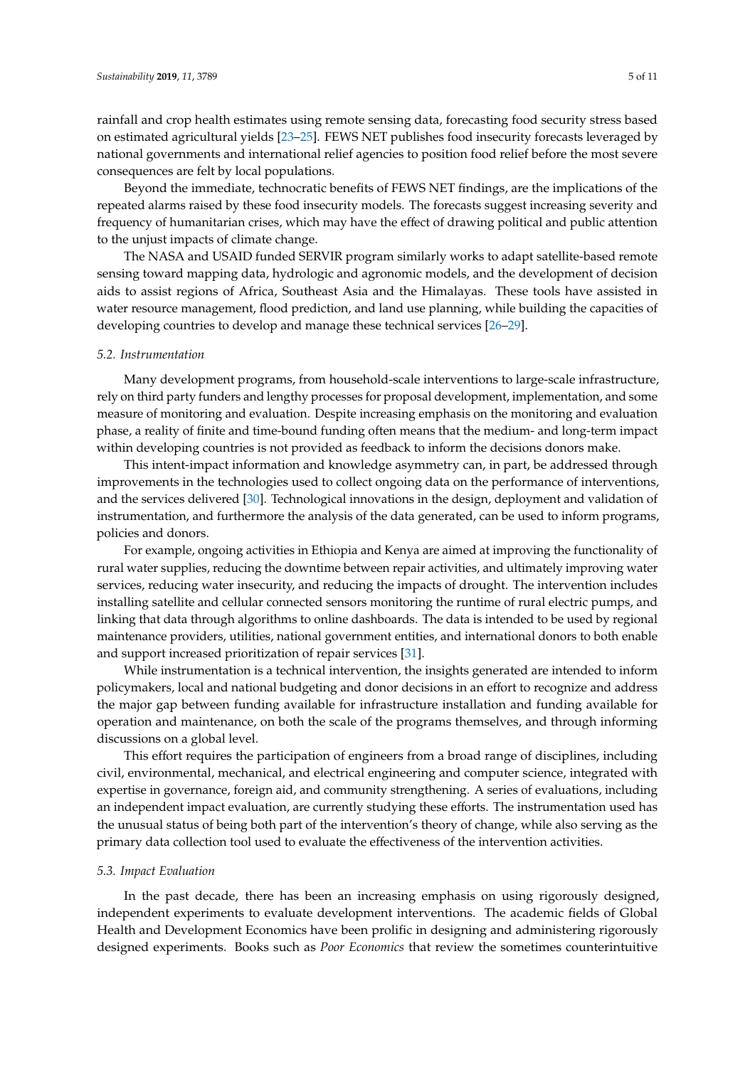rainfall and crop health estimates using remote sensing data, forecasting food security stress based on estimated agricultural yields [23–25]. FEWS NET publishes food insecurity forecasts leveraged by national governments and international relief agencies to position food relief before the most severe consequences are felt by local populations.

Beyond the immediate, technocratic benefits of FEWS NET findings, are the implications of the repeated alarms raised by these food insecurity models. The forecasts suggest increasing severity and frequency of humanitarian crises, which may have the effect of drawing political and public attention to the unjust impacts of climate change.

The NASA and USAID funded SERVIR program similarly works to adapt satellite-based remote sensing toward mapping data, hydrologic and agronomic models, and the development of decision aids to assist regions of Africa, Southeast Asia and the Himalayas. These tools have assisted in water resource management, flood prediction, and land use planning, while building the capacities of developing countries to develop and manage these technical services [26–29].

### 5.2. Instrumentation

Many development programs, from household-scale interventions to large-scale infrastructure, rely on third party funders and lengthy processes for proposal development, implementation, and some measure of monitoring and evaluation. Despite increasing emphasis on the monitoring and evaluation phase, a reality of finite and time-bound funding often means that the medium- and long-term impact within developing countries is not provided as feedback to inform the decisions donors make.

This intent-impact information and knowledge asymmetry can, in part, be addressed through improvements in the technologies used to collect ongoing data on the performance of interventions, and the services delivered [30]. Technological innovations in the design, deployment and validation of instrumentation, and furthermore the analysis of the data generated, can be used to inform programs, policies and donors.

For example, ongoing activities in Ethiopia and Kenya are aimed at improving the functionality of rural water supplies, reducing the downtime between repair activities, and ultimately improving water services, reducing water insecurity, and reducing the impacts of drought. The intervention includes installing satellite and cellular connected sensors monitoring the runtime of rural electric pumps, and linking that data through algorithms to online dashboards. The data is intended to be used by regional maintenance providers, utilities, national government entities, and international donors to both enable and support increased prioritization of repair services [31].

While instrumentation is a technical intervention, the insights generated are intended to inform policymakers, local and national budgeting and donor decisions in an effort to recognize and address the major gap between funding available for infrastructure installation and funding available for operation and maintenance, on both the scale of the programs themselves, and through informing discussions on a global level.

This effort requires the participation of engineers from a broad range of disciplines, including civil, environmental, mechanical, and electrical engineering and computer science, integrated with expertise in governance, foreign aid, and community strengthening. A series of evaluations, including an independent impact evaluation, are currently studying these efforts. The instrumentation used has the unusual status of being both part of the intervention's theory of change, while also serving as the primary data collection tool used to evaluate the effectiveness of the intervention activities.

### 5.3. Impact Evaluation

In the past decade, there has been an increasing emphasis on using rigorously designed, independent experiments to evaluate development interventions. The academic fields of Global Health and Development Economics have been prolific in designing and administering rigorously designed experiments. Books such as *Poor Economics* that review the sometimes counterintuitive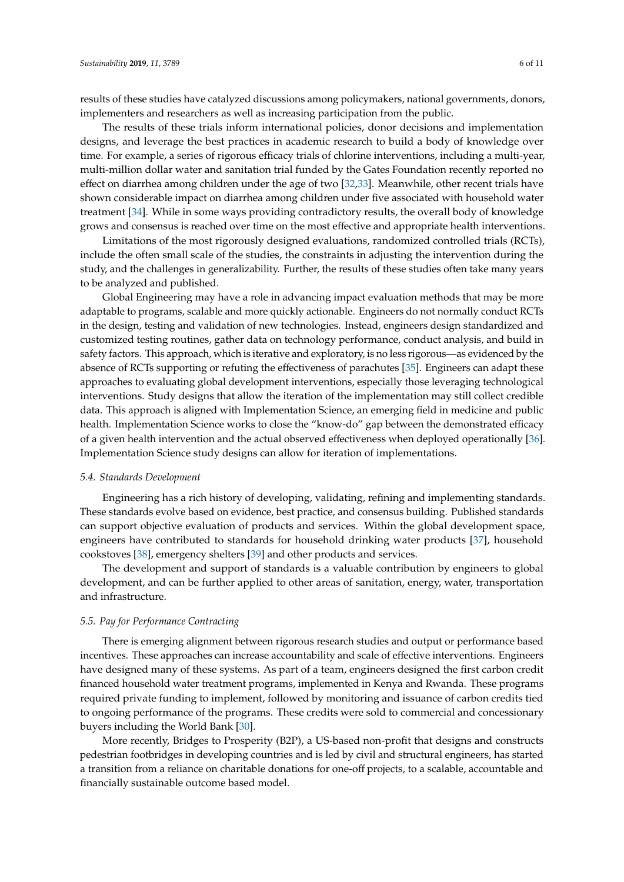results of these studies have catalyzed discussions among policymakers, national governments, donors, implementers and researchers as well as increasing participation from the public.

The results of these trials inform international policies, donor decisions and implementation designs, and leverage the best practices in academic research to build a body of knowledge over time. For example, a series of rigorous efficacy trials of chlorine interventions, including a multi-year, multi-million dollar water and sanitation trial funded by the Gates Foundation recently reported no effect on diarrhea among children under the age of two [32,33]. Meanwhile, other recent trials have shown considerable impact on diarrhea among children under five associated with household water treatment [34]. While in some ways providing contradictory results, the overall body of knowledge grows and consensus is reached over time on the most effective and appropriate health interventions.

Limitations of the most rigorously designed evaluations, randomized controlled trials (RCTs), include the often small scale of the studies, the constraints in adjusting the intervention during the study, and the challenges in generalizability. Further, the results of these studies often take many years to be analyzed and published.

Global Engineering may have a role in advancing impact evaluation methods that may be more adaptable to programs, scalable and more quickly actionable. Engineers do not normally conduct RCTs in the design, testing and validation of new technologies. Instead, engineers design standardized and customized testing routines, gather data on technology performance, conduct analysis, and build in safety factors. This approach, which is iterative and exploratory, is no less rigorous—as evidenced by the absence of RCTs supporting or refuting the effectiveness of parachutes [35]. Engineers can adapt these approaches to evaluating global development interventions, especially those leveraging technological interventions. Study designs that allow the iteration of the implementation may still collect credible data. This approach is aligned with Implementation Science, an emerging field in medicine and public health. Implementation Science works to close the "know-do" gap between the demonstrated efficacy of a given health intervention and the actual observed effectiveness when deployed operationally [36]. Implementation Science study designs can allow for iteration of implementations.

### *5.4. Standards Development*

Engineering has a rich history of developing, validating, refining and implementing standards. These standards evolve based on evidence, best practice, and consensus building. Published standards can support objective evaluation of products and services. Within the global development space, engineers have contributed to standards for household drinking water products [37], household cookstoves [38], emergency shelters [39] and other products and services.

The development and support of standards is a valuable contribution by engineers to global development, and can be further applied to other areas of sanitation, energy, water, transportation and infrastructure.

### *5.5. Pay for Performance Contracting*

There is emerging alignment between rigorous research studies and output or performance based incentives. These approaches can increase accountability and scale of effective interventions. Engineers have designed many of these systems. As part of a team, engineers designed the first carbon credit financed household water treatment programs, implemented in Kenya and Rwanda. These programs required private funding to implement, followed by monitoring and issuance of carbon credits tied to ongoing performance of the programs. These credits were sold to commercial and concessionary buyers including the World Bank [30].

More recently, Bridges to Prosperity (B2P), a US-based non-profit that designs and constructs pedestrian footbridges in developing countries and is led by civil and structural engineers, has started a transition from a reliance on charitable donations for one-off projects, to a scalable, accountable and financially sustainable outcome based model.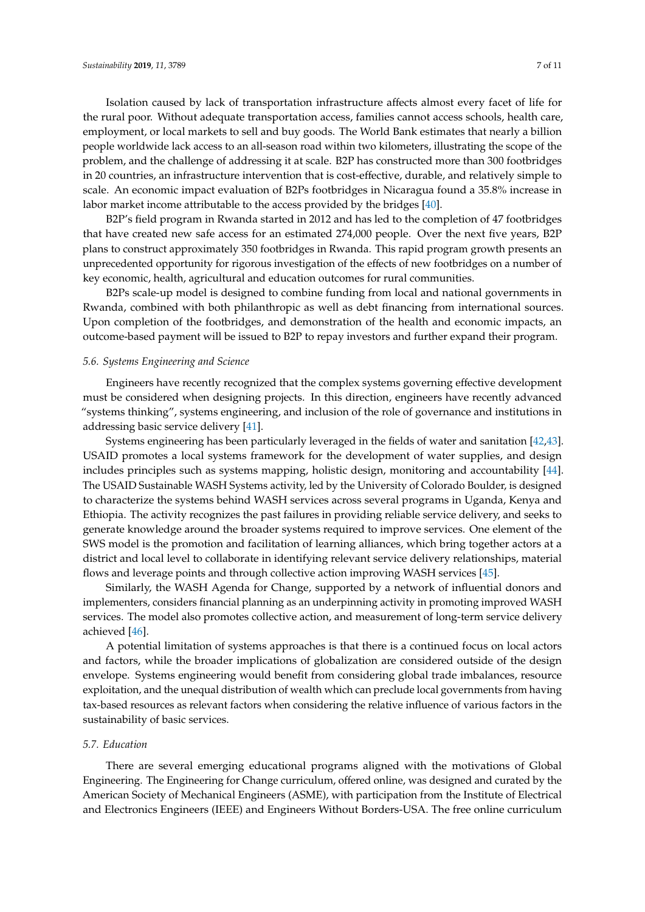Isolation caused by lack of transportation infrastructure affects almost every facet of life for the rural poor. Without adequate transportation access, families cannot access schools, health care, employment, or local markets to sell and buy goods. The World Bank estimates that nearly a billion people worldwide lack access to an all-season road within two kilometers, illustrating the scope of the problem, and the challenge of addressing it at scale. B2P has constructed more than 300 footbridges in 20 countries, an infrastructure intervention that is cost-effective, durable, and relatively simple to scale. An economic impact evaluation of B2Ps footbridges in Nicaragua found a 35.8% increase in labor market income attributable to the access provided by the bridges [40].

B2P's field program in Rwanda started in 2012 and has led to the completion of 47 footbridges that have created new safe access for an estimated 274,000 people. Over the next five years, B2P plans to construct approximately 350 footbridges in Rwanda. This rapid program growth presents an unprecedented opportunity for rigorous investigation of the effects of new footbridges on a number of key economic, health, agricultural and education outcomes for rural communities.

B2Ps scale-up model is designed to combine funding from local and national governments in Rwanda, combined with both philanthropic as well as debt financing from international sources. Upon completion of the footbridges, and demonstration of the health and economic impacts, an outcome-based payment will be issued to B2P to repay investors and further expand their program.

### *5.6. Systems Engineering and Science*

Engineers have recently recognized that the complex systems governing effective development must be considered when designing projects. In this direction, engineers have recently advanced "systems thinking", systems engineering, and inclusion of the role of governance and institutions in addressing basic service delivery [41].

Systems engineering has been particularly leveraged in the fields of water and sanitation [42,43]. USAID promotes a local systems framework for the development of water supplies, and design includes principles such as systems mapping, holistic design, monitoring and accountability [44]. The USAID Sustainable WASH Systems activity, led by the University of Colorado Boulder, is designed to characterize the systems behind WASH services across several programs in Uganda, Kenya and Ethiopia. The activity recognizes the past failures in providing reliable service delivery, and seeks to generate knowledge around the broader systems required to improve services. One element of the SWS model is the promotion and facilitation of learning alliances, which bring together actors at a district and local level to collaborate in identifying relevant service delivery relationships, material flows and leverage points and through collective action improving WASH services [45].

Similarly, the WASH Agenda for Change, supported by a network of influential donors and implementers, considers financial planning as an underpinning activity in promoting improved WASH services. The model also promotes collective action, and measurement of long-term service delivery achieved [46].

A potential limitation of systems approaches is that there is a continued focus on local actors and factors, while the broader implications of globalization are considered outside of the design envelope. Systems engineering would benefit from considering global trade imbalances, resource exploitation, and the unequal distribution of wealth which can preclude local governments from having tax-based resources as relevant factors when considering the relative influence of various factors in the sustainability of basic services.

### *5.7. Education*

There are several emerging educational programs aligned with the motivations of Global Engineering. The Engineering for Change curriculum, offered online, was designed and curated by the American Society of Mechanical Engineers (ASME), with participation from the Institute of Electrical and Electronics Engineers (IEEE) and Engineers Without Borders-USA. The free online curriculum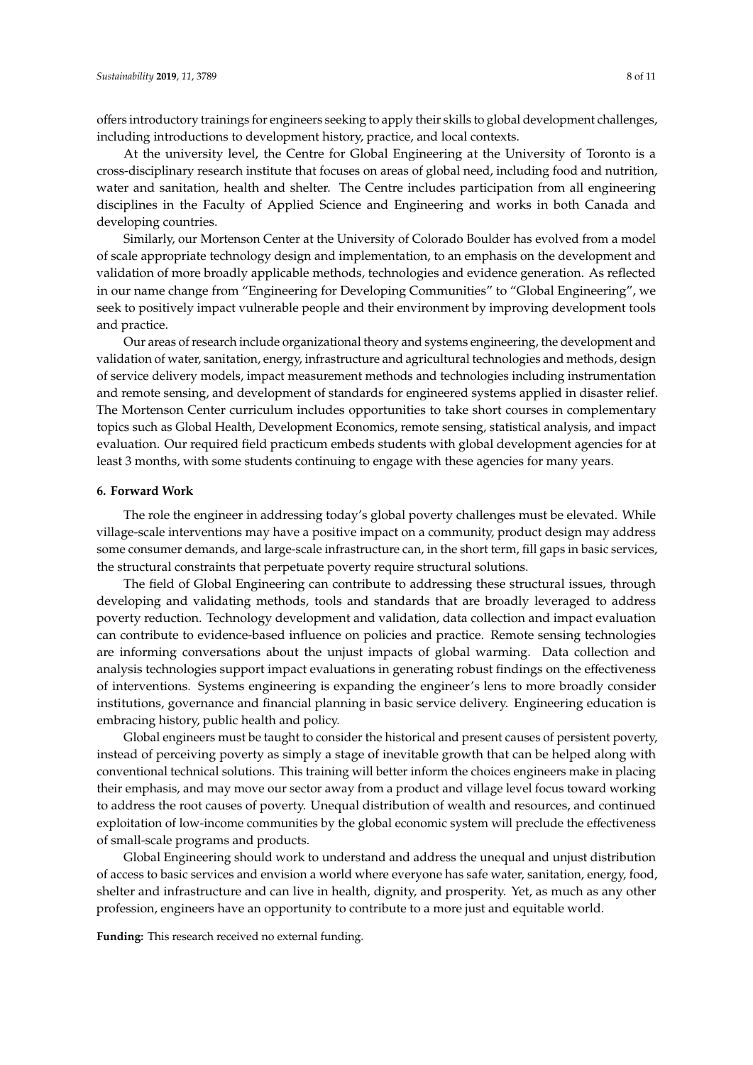offers introductory trainings for engineers seeking to apply their skills to global development challenges, including introductions to development history, practice, and local contexts.

At the university level, the Centre for Global Engineering at the University of Toronto is a cross-disciplinary research institute that focuses on areas of global need, including food and nutrition, water and sanitation, health and shelter. The Centre includes participation from all engineering disciplines in the Faculty of Applied Science and Engineering and works in both Canada and developing countries.

Similarly, our Mortenson Center at the University of Colorado Boulder has evolved from a model of scale appropriate technology design and implementation, to an emphasis on the development and validation of more broadly applicable methods, technologies and evidence generation. As reflected in our name change from "Engineering for Developing Communities" to "Global Engineering", we seek to positively impact vulnerable people and their environment by improving development tools and practice.

Our areas of research include organizational theory and systems engineering, the development and validation of water, sanitation, energy, infrastructure and agricultural technologies and methods, design of service delivery models, impact measurement methods and technologies including instrumentation and remote sensing, and development of standards for engineered systems applied in disaster relief. The Mortenson Center curriculum includes opportunities to take short courses in complementary topics such as Global Health, Development Economics, remote sensing, statistical analysis, and impact evaluation. Our required field practicum embeds students with global development agencies for at least 3 months, with some students continuing to engage with these agencies for many years.

## 6. Forward Work

The role the engineer in addressing today's global poverty challenges must be elevated. While village-scale interventions may have a positive impact on a community, product design may address some consumer demands, and large-scale infrastructure can, in the short term, fill gaps in basic services, the structural constraints that perpetuate poverty require structural solutions.

The field of Global Engineering can contribute to addressing these structural issues, through developing and validating methods, tools and standards that are broadly leveraged to address poverty reduction. Technology development and validation, data collection and impact evaluation can contribute to evidence-based influence on policies and practice. Remote sensing technologies are informing conversations about the unjust impacts of global warming. Data collection and analysis technologies support impact evaluations in generating robust findings on the effectiveness of interventions. Systems engineering is expanding the engineer's lens to more broadly consider institutions, governance and financial planning in basic service delivery. Engineering education is embracing history, public health and policy.

Global engineers must be taught to consider the historical and present causes of persistent poverty, instead of perceiving poverty as simply a stage of inevitable growth that can be helped along with conventional technical solutions. This training will better inform the choices engineers make in placing their emphasis, and may move our sector away from a product and village level focus toward working to address the root causes of poverty. Unequal distribution of wealth and resources, and continued exploitation of low-income communities by the global economic system will preclude the effectiveness of small-scale programs and products.

Global Engineering should work to understand and address the unequal and unjust distribution of access to basic services and envision a world where everyone has safe water, sanitation, energy, food, shelter and infrastructure and can live in health, dignity, and prosperity. Yet, as much as any other profession, engineers have an opportunity to contribute to a more just and equitable world.

**Funding:** This research received no external funding.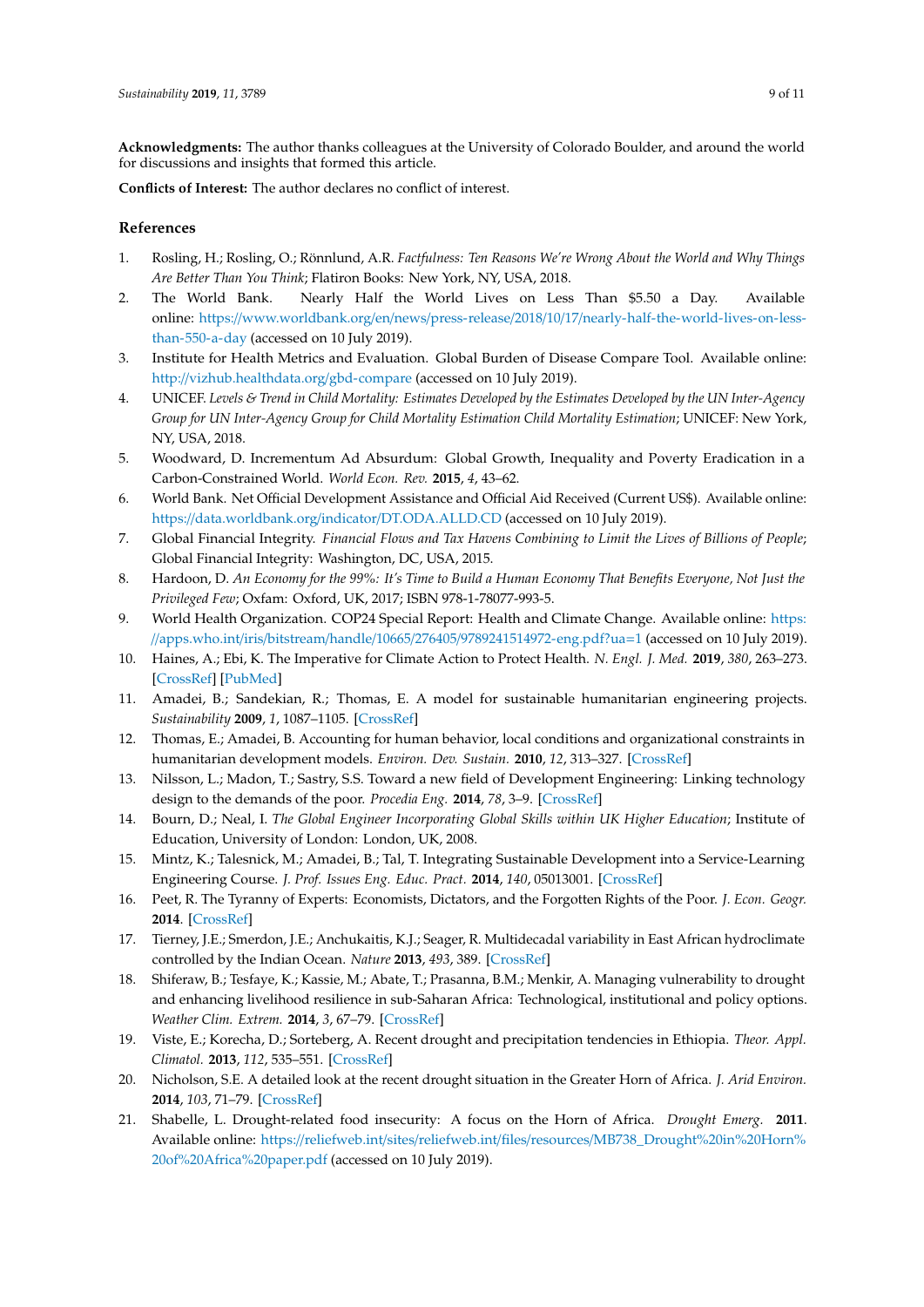**Acknowledgments:** The author thanks colleagues at the University of Colorado Boulder, and around the world for discussions and insights that formed this article.

**Conflicts of Interest:** The author declares no conflict of interest.

## References

1. Rosling, H.; Rosling, O.; Rönnlund, A.R. *Factfulness: Ten Reasons We're Wrong About the World and Why Things Are Better Than You Think*; Flatiron Books: New York, NY, USA, 2018.
2. The World Bank. Nearly Half the World Lives on Less Than $5.50 a Day. Available online: https://www.worldbank.org/en/news/press-release/2018/10/17/nearly-half-the-world-lives-on-less-than-550-a-day (accessed on 10 July 2019).
3. Institute for Health Metrics and Evaluation. Global Burden of Disease Compare Tool. Available online: http://vizhub.healthdata.org/gbd-compare (accessed on 10 July 2019).
4. UNICEF. *Levels & Trend in Child Mortality: Estimates Developed by the Estimates Developed by the UN Inter-Agency Group for UN Inter-Agency Group for Child Mortality Estimation Child Mortality Estimation*; UNICEF: New York, NY, USA, 2018.
5. Woodward, D. Incrementum Ad Absurdum: Global Growth, Inequality and Poverty Eradication in a Carbon-Constrained World. *World Econ. Rev.* **2015**, *4*, 43–62.
6. World Bank. Net Official Development Assistance and Official Aid Received (Current US$). Available online: https://data.worldbank.org/indicator/DT.ODA.ALLD.CD (accessed on 10 July 2019).
7. Global Financial Integrity. *Financial Flows and Tax Havens Combining to Limit the Lives of Billions of People*; Global Financial Integrity: Washington, DC, USA, 2015.
8. Hardoon, D. *An Economy for the 99%: It's Time to Build a Human Economy That Benefits Everyone, Not Just the Privileged Few*; Oxfam: Oxford, UK, 2017; ISBN 978-1-78077-993-5.
9. World Health Organization. COP24 Special Report: Health and Climate Change. Available online: https://apps.who.int/iris/bitstream/handle/10665/276405/9789241514972-eng.pdf?ua=1 (accessed on 10 July 2019).
10. Haines, A.; Ebi, K. The Imperative for Climate Action to Protect Health. *N. Engl. J. Med.* **2019**, *380*, 263–273. [CrossRef] [PubMed]
11. Amadei, B.; Sandekian, R.; Thomas, E. A model for sustainable humanitarian engineering projects. *Sustainability* **2009**, *1*, 1087–1105. [CrossRef]
12. Thomas, E.; Amadei, B. Accounting for human behavior, local conditions and organizational constraints in humanitarian development models. *Environ. Dev. Sustain.* **2010**, *12*, 313–327. [CrossRef]
13. Nilsson, L.; Madon, T.; Sastry, S.S. Toward a new field of Development Engineering: Linking technology design to the demands of the poor. *Procedia Eng.* **2014**, *78*, 3–9. [CrossRef]
14. Bourn, D.; Neal, I. *The Global Engineer Incorporating Global Skills within UK Higher Education*; Institute of Education, University of London: London, UK, 2008.
15. Mintz, K.; Talesnick, M.; Amadei, B.; Tal, T. Integrating Sustainable Development into a Service-Learning Engineering Course. *J. Prof. Issues Eng. Educ. Pract.* **2014**, *140*, 05013001. [CrossRef]
16. Peet, R. The Tyranny of Experts: Economists, Dictators, and the Forgotten Rights of the Poor. *J. Econ. Geogr.* **2014**. [CrossRef]
17. Tierney, J.E.; Smerdon, J.E.; Anchukaitis, K.J.; Seager, R. Multidecadal variability in East African hydroclimate controlled by the Indian Ocean. *Nature* **2013**, *493*, 389. [CrossRef]
18. Shiferaw, B.; Tesfaye, K.; Kassie, M.; Abate, T.; Prasanna, B.M.; Menkir, A. Managing vulnerability to drought and enhancing livelihood resilience in sub-Saharan Africa: Technological, institutional and policy options. *Weather Clim. Extrem.* **2014**, *3*, 67–79. [CrossRef]
19. Viste, E.; Korecha, D.; Sorteberg, A. Recent drought and precipitation tendencies in Ethiopia. *Theor. Appl. Climatol.* **2013**, *112*, 535–551. [CrossRef]
20. Nicholson, S.E. A detailed look at the recent drought situation in the Greater Horn of Africa. *J. Arid Environ.* **2014**, *103*, 71–79. [CrossRef]
21. Shabelle, L. Drought-related food insecurity: A focus on the Horn of Africa. *Drought Emerg.* **2011**. Available online: https://reliefweb.int/sites/reliefweb.int/files/resources/MB738_Drought%20in%20Horn%20of%20Africa%20paper.pdf (accessed on 10 July 2019).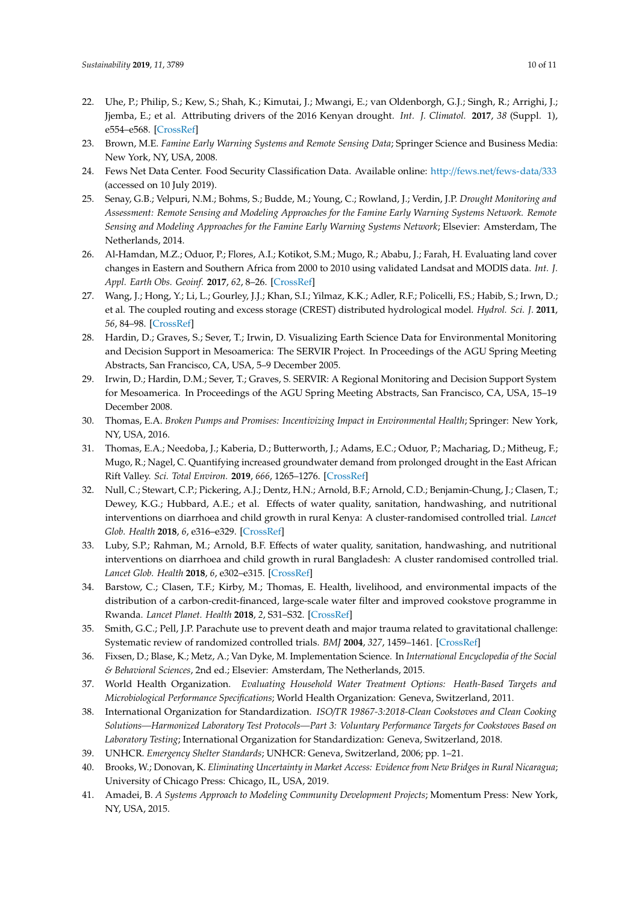22. Uhe, P.; Philip, S.; Kew, S.; Shah, K.; Kimutai, J.; Mwangi, E.; van Oldenborgh, G.J.; Singh, R.; Arrighi, J.; Jjemba, E.; et al. Attributing drivers of the 2016 Kenyan drought. *Int. J. Climatol.* **2017**, *38* (Suppl. 1), e554–e568. [CrossRef]
23. Brown, M.E. *Famine Early Warning Systems and Remote Sensing Data*; Springer Science and Business Media: New York, NY, USA, 2008.
24. Fews Net Data Center. Food Security Classification Data. Available online: http://fews.net/fews-data/333 (accessed on 10 July 2019).
25. Senay, G.B.; Velpuri, N.M.; Bohms, S.; Budde, M.; Young, C.; Rowland, J.; Verdin, J.P. *Drought Monitoring and Assessment: Remote Sensing and Modeling Approaches for the Famine Early Warning Systems Network. Remote Sensing and Modeling Approaches for the Famine Early Warning Systems Network*; Elsevier: Amsterdam, The Netherlands, 2014.
26. Al-Hamdan, M.Z.; Oduor, P.; Flores, A.I.; Kotikot, S.M.; Mugo, R.; Ababu, J.; Farah, H. Evaluating land cover changes in Eastern and Southern Africa from 2000 to 2010 using validated Landsat and MODIS data. *Int. J. Appl. Earth Obs. Geoinf.* **2017**, *62*, 8–26. [CrossRef]
27. Wang, J.; Hong, Y.; Li, L.; Gourley, J.J.; Khan, S.I.; Yilmaz, K.K.; Adler, R.F.; Policelli, F.S.; Habib, S.; Irwn, D.; et al. The coupled routing and excess storage (CREST) distributed hydrological model. *Hydrol. Sci. J.* **2011**, *56*, 84–98. [CrossRef]
28. Hardin, D.; Graves, S.; Sever, T.; Irwin, D. Visualizing Earth Science Data for Environmental Monitoring and Decision Support in Mesoamerica: The SERVIR Project. In Proceedings of the AGU Spring Meeting Abstracts, San Francisco, CA, USA, 5–9 December 2005.
29. Irwin, D.; Hardin, D.M.; Sever, T.; Graves, S. SERVIR: A Regional Monitoring and Decision Support System for Mesoamerica. In Proceedings of the AGU Spring Meeting Abstracts, San Francisco, CA, USA, 15–19 December 2008.
30. Thomas, E.A. *Broken Pumps and Promises: Incentivizing Impact in Environmental Health*; Springer: New York, NY, USA, 2016.
31. Thomas, E.A.; Needoba, J.; Kaberia, D.; Butterworth, J.; Adams, E.C.; Oduor, P.; Macharia, D.; Mitheug, F.; Mugo, R.; Nagel, C. Quantifying increased groundwater demand from prolonged drought in the East African Rift Valley. *Sci. Total Environ.* **2019**, *666*, 1265–1276. [CrossRef]
32. Null, C.; Stewart, C.P.; Pickering, A.J.; Dentz, H.N.; Arnold, B.F.; Arnold, C.D.; Benjamin-Chung, J.; Clasen, T.; Dewey, K.G.; Hubbard, A.E.; et al. Effects of water quality, sanitation, handwashing, and nutritional interventions on diarrhoea and child growth in rural Kenya: A cluster-randomised controlled trial. *Lancet Glob. Health* **2018**, *6*, e316–e329. [CrossRef]
33. Luby, S.P.; Rahman, M.; Arnold, B.F. Effects of water quality, sanitation, handwashing, and nutritional interventions on diarrhoea and child growth in rural Bangladesh: A cluster randomised controlled trial. *Lancet Glob. Health* **2018**, *6*, e302–e315. [CrossRef]
34. Barstow, C.; Clasen, T.F.; Kirby, M.; Thomas, E. Health, livelihood, and environmental impacts of the distribution of a carbon-credit-financed, large-scale water filter and improved cookstove programme in Rwanda. *Lancet Planet. Health* **2018**, *2*, S31–S32. [CrossRef]
35. Smith, G.C.; Pell, J.P. Parachute use to prevent death and major trauma related to gravitational challenge: Systematic review of randomized controlled trials. *BMJ* **2004**, *327*, 1459–1461. [CrossRef]
36. Fixsen, D.; Blase, K.; Metz, A.; Van Dyke, M. Implementation Science. In *International Encyclopedia of the Social & Behavioral Sciences*, 2nd ed.; Elsevier: Amsterdam, The Netherlands, 2015.
37. World Health Organization. *Evaluating Household Water Treatment Options: Heath-Based Targets and Microbiological Performance Specifications*; World Health Organization: Geneva, Switzerland, 2011.
38. International Organization for Standardization. *ISO/TR 19867-3:2018-Clean Cookstoves and Clean Cooking Solutions—Harmonized Laboratory Test Protocols—Part 3: Voluntary Performance Targets for Cookstoves Based on Laboratory Testing*; International Organization for Standardization: Geneva, Switzerland, 2018.
39. UNHCR. *Emergency Shelter Standards*; UNHCR: Geneva, Switzerland, 2006; pp. 1–21.
40. Brooks, W.; Donovan, K. *Eliminating Uncertainty in Market Access: Evidence from New Bridges in Rural Nicaragua*; University of Chicago Press: Chicago, IL, USA, 2019.
41. Amadei, B. *A Systems Approach to Modeling Community Development Projects*; Momentum Press: New York, NY, USA, 2015.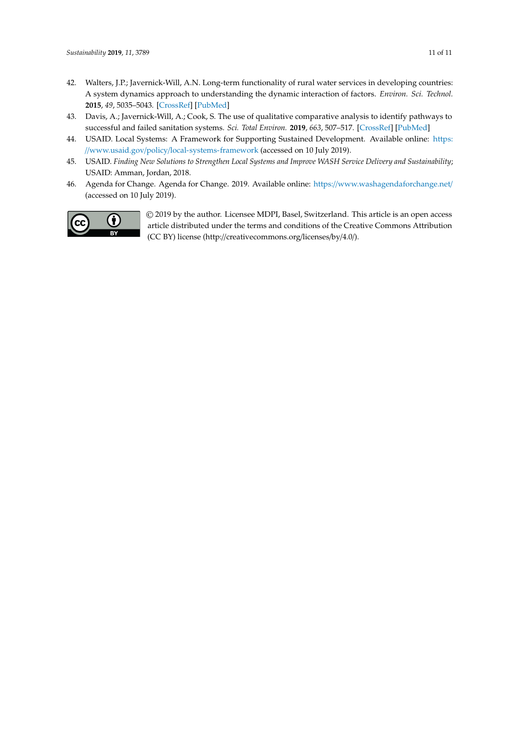42. Walters, J.P.; Javernick-Will, A.N. Long-term functionality of rural water services in developing countries: A system dynamics approach to understanding the dynamic interaction of factors. *Environ. Sci. Technol.* **2015**, *49*, 5035–5043. [CrossRef] [PubMed]
43. Davis, A.; Javernick-Will, A.; Cook, S. The use of qualitative comparative analysis to identify pathways to successful and failed sanitation systems. *Sci. Total Environ.* **2019**, *663*, 507–517. [CrossRef] [PubMed]
44. USAID. Local Systems: A Framework for Supporting Sustained Development. Available online: https://www.usaid.gov/policy/local-systems-framework (accessed on 10 July 2019).
45. USAID. *Finding New Solutions to Strengthen Local Systems and Improve WASH Service Delivery and Sustainability*; USAID: Amman, Jordan, 2018.
46. Agenda for Change. Agenda for Change. 2019. Available online: https://www.washagendaforchange.net/ (accessed on 10 July 2019).

© 2019 by the author. Licensee MDPI, Basel, Switzerland. This article is an open access article distributed under the terms and conditions of the Creative Commons Attribution (CC BY) license (http://creativecommons.org/licenses/by/4.0/).